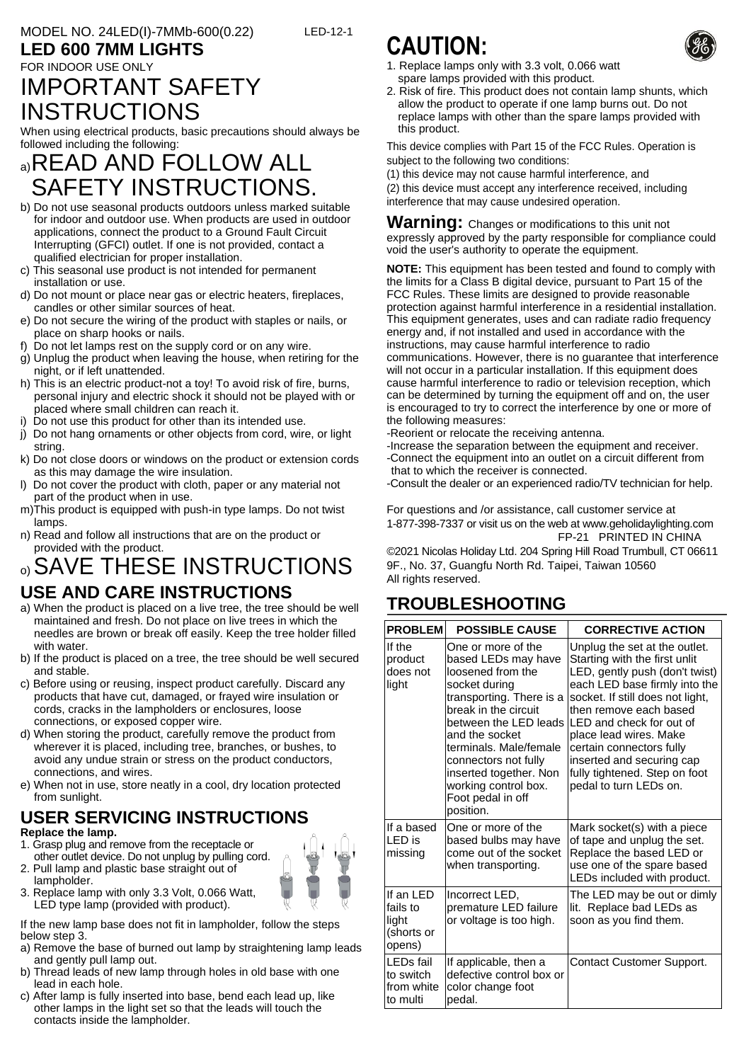MODEL NO. 24LED(I)-7MMb-600(0.22) LED-12-1

**LED 600 7MM LIGHTS**

FOR INDOOR USE ONLY

# IMPORTANT SAFETY INSTRUCTIONS

When using electrical products, basic precautions should always be followed including the following:

## a) READ AND FOLLOW ALL SAFETY INSTRUCTIONS.

b) Do not use seasonal products outdoors unless marked suitable for indoor and outdoor use. When products are used in outdoor applications, connect the product to a Ground Fault Circuit Interrupting (GFCI) outlet. If one is not provided, contact a qualified electrician for proper installation.

c) This seasonal use product is not intended for permanent installation or use.

d) Do not mount or place near gas or electric heaters, fireplaces, candles or other similar sources of heat.

e) Do not secure the wiring of the product with staples or nails, or place on sharp hooks or nails.

f) Do not let lamps rest on the supply cord or on any wire.

g) Unplug the product when leaving the house, when retiring for the night, or if left unattended.

h) This is an electric product-not a toy! To avoid risk of fire, burns, personal injury and electric shock it should not be played with or placed where small children can reach it.

i) Do not use this product for other than its intended use.

j) Do not hang ornaments or other objects from cord, wire, or light string.

k) Do not close doors or windows on the product or extension cords as this may damage the wire insulation.

l) Do not cover the product with cloth, paper or any material not part of the product when in use.

m) This product is equipped with push-in type lamps. Do not twist lamps.

n) Read and follow all instructions that are on the product or provided with the product.

## o) SAVE THESE INSTRUCTIONS

## USE AND CARE INSTRUCTIONS

a) When the product is placed on a live tree, the tree should be well maintained and fresh. Do not place on live trees in which the needles are brown or break off easily. Keep the tree holder filled with water.

b) If the product is placed on a tree, the tree should be well secured and stable.

c) Before using or reusing, inspect product carefully. Discard any products that have cut, damaged, or frayed wire insulation or cords, cracks in the lampholders or enclosures, loose connections, or exposed copper wire.

d) When storing the product, carefully remove the product from wherever it is placed, including tree, branches, or bushes, to avoid any undue strain or stress on the product conductors, connections, and wires.

e) When not in use, store neatly in a cool, dry location protected from sunlight.

## USER SERVICING INSTRUCTIONS

**Replace the lamp.**

1. Grasp plug and remove from the receptacle or other outlet device. Do not unplug by pulling cord.
2. Pull lamp and plastic base straight out of lampholder.
3. Replace lamp with only 3.3 Volt, 0.066 Watt, LED type lamp (provided with product).

If the new lamp base does not fit in lampholder, follow the steps below step 3.

a) Remove the base of burned out lamp by straightening lamp leads and gently pull lamp out.

b) Thread leads of new lamp through holes in old base with one lead in each hole.

c) After lamp is fully inserted into base, bend each lead up, like other lamps in the light set so that the leads will touch the contacts inside the lampholder.

# CAUTION:

1. Replace lamps only with 3.3 volt, 0.066 watt spare lamps provided with this product.
2. Risk of fire. This product does not contain lamp shunts, which allow the product to operate if one lamp burns out. Do not replace lamps with other than the spare lamps provided with this product.

This device complies with Part 15 of the FCC Rules. Operation is subject to the following two conditions:
(1) this device may not cause harmful interference, and
(2) this device must accept any interference received, including interference that may cause undesired operation.

**Warning:** Changes or modifications to this unit not expressly approved by the party responsible for compliance could void the user's authority to operate the equipment.

**NOTE:** This equipment has been tested and found to comply with the limits for a Class B digital device, pursuant to Part 15 of the FCC Rules. These limits are designed to provide reasonable protection against harmful interference in a residential installation. This equipment generates, uses and can radiate radio frequency energy and, if not installed and used in accordance with the instructions, may cause harmful interference to radio communications. However, there is no guarantee that interference will not occur in a particular installation. If this equipment does cause harmful interference to radio or television reception, which can be determined by turning the equipment off and on, the user is encouraged to try to correct the interference by one or more of the following measures:

-Reorient or relocate the receiving antenna.
-Increase the separation between the equipment and receiver.
-Connect the equipment into an outlet on a circuit different from that to which the receiver is connected.
-Consult the dealer or an experienced radio/TV technician for help.

For questions and /or assistance, call customer service at 1-877-398-7337 or visit us on the web at www.geholidaylighting.com

FP-21 PRINTED IN CHINA

©2021 Nicolas Holiday Ltd. 204 Spring Hill Road Trumbull, CT 06611
9F., No. 37, Guangfu North Rd. Taipei, Taiwan 10560
All rights reserved.

## TROUBLESHOOTING

| PROBLEM | POSSIBLE CAUSE | CORRECTIVE ACTION |
|---|---|---|
| If the product does not light | One or more of the based LEDs may have loosened from the socket during transporting. There is a break in the circuit between the LED leads and the socket terminals. Male/female connectors not fully inserted together. Non working control box. Foot pedal in off position. | Unplug the set at the outlet. Starting with the first unlit LED, gently push (don't twist) each LED base firmly into the socket. If still does not light, then remove each based LED and check for out of place lead wires. Make certain connectors fully inserted and securing cap fully tightened. Step on foot pedal to turn LEDs on. |
| If a based LED is missing | One or more of the based bulbs may have come out of the socket when transporting. | Mark socket(s) with a piece of tape and unplug the set. Replace the based LED or use one of the spare based LEDs included with product. |
| If an LED fails to light (shorts or opens) | Incorrect LED, premature LED failure or voltage is too high. | The LED may be out or dimly lit. Replace bad LEDs as soon as you find them. |
| LEDs fail to switch from white to multi | If applicable, then a defective control box or color change foot pedal. | Contact Customer Support. |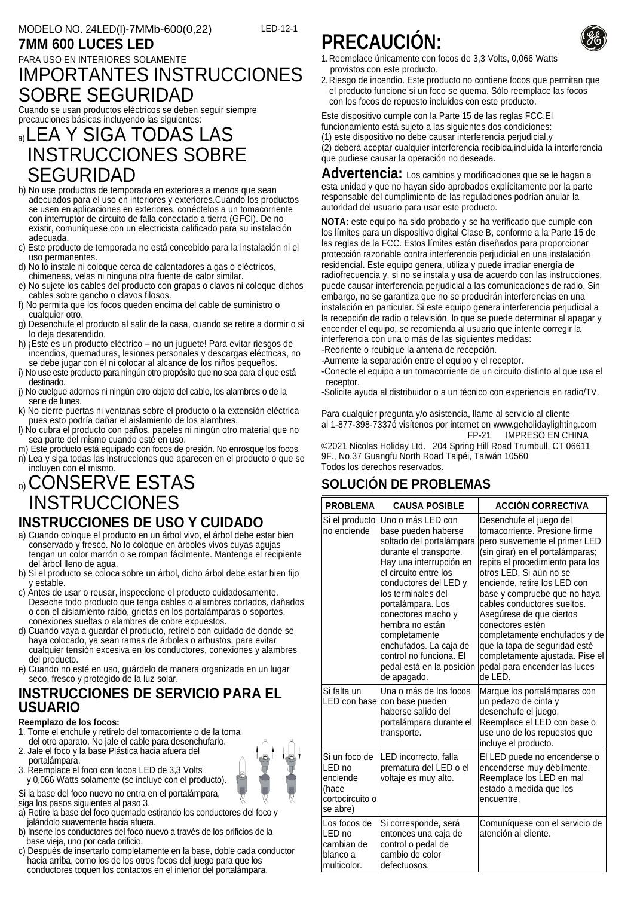MODELO NO. 24LED(I)-7MMb-600(0,22)

LED-12-1

**7MM 600 LUCES LED**

PARA USO EN INTERIORES SOLAMENTE

# IMPORTANTES INSTRUCCIONES SOBRE SEGURIDAD

Cuando se usan productos eléctricos se deben seguir siempre precauciones básicas incluyendo las siguientes:

## a) LEA Y SIGA TODAS LAS INSTRUCCIONES SOBRE SEGURIDAD

b) No use productos de temporada en exteriores a menos que sean adecuados para el uso en interiores y exteriores.Cuando los productos se usen en aplicaciones en exteriores, conéctelos a un tomacorriente con interruptor de circuito de falla conectado a tierra (GFCI). De no existir, comuníquese con un electricista calificado para su instalación adecuada.

c) Este producto de temporada no está concebido para la instalación ni el uso permanentes.

d) No lo instale ni coloque cerca de calentadores a gas o eléctricos, chimeneas, velas ni ninguna otra fuente de calor similar.

e) No sujete los cables del producto con grapas o clavos ni coloque dichos cables sobre gancho o clavos filosos.

f) No permita que los focos queden encima del cable de suministro o cualquier otro.

g) Desenchufe el producto al salir de la casa, cuando se retire a dormir o si lo deja desatendido.

h) ¡Este es un producto eléctrico – no un juguete! Para evitar riesgos de incendios, quemaduras, lesiones personales y descargas eléctricas, no se debe jugar con él ni colocar al alcance de los niños pequeños.

i) No use este producto para ningún otro propósito que no sea para el que está destinado.

j) No cuelgue adornos ni ningún otro objeto del cable, los alambres o de la serie de lunes.

k) No cierre puertas ni ventanas sobre el producto o la extensión eléctrica pues esto podría dañar el aislamiento de los alambres.

l) No cubra el producto con paños, papeles ni ningún otro material que no sea parte del mismo cuando esté en uso.

m) Este producto está equipado con focos de presión. No enrosque los focos.

n) Lea y siga todas las instrucciones que aparecen en el producto o que se incluyen con el mismo.

## o) CONSERVE ESTAS INSTRUCCIONES

## INSTRUCCIONES DE USO Y CUIDADO

a) Cuando coloque el producto en un árbol vivo, el árbol debe estar bien conservado y fresco. No lo coloque en árboles vivos cuyas agujas tengan un color marrón o se rompan fácilmente. Mantenga el recipiente del árbol lleno de agua.

b) Si el producto se coloca sobre un árbol, dicho árbol debe estar bien fijo y estable.

c) Antes de usar o reusar, inspeccione el producto cuidadosamente. Deseche todo producto que tenga cables o alambres cortados, dañados o con el aislamiento raído, grietas en los portalámparas o soportes, conexiones sueltas o alambres de cobre expuestos.

d) Cuando vaya a guardar el producto, retírelo con cuidado de donde se haya colocado, ya sean ramas de árboles o arbustos, para evitar cualquier tensión excesiva en los conductores, conexiones y alambres del producto.

e) Cuando no esté en uso, guárdelo de manera organizada en un lugar seco, fresco y protegido de la luz solar.

## INSTRUCCIONES DE SERVICIO PARA EL USUARIO

**Reemplazo de los focos:**

1. Tome el enchufe y retírelo del tomacorriente o de la toma del otro aparato. No jale el cable para desenchufarlo.
2. Jale el foco y la base Plástica hacia afuera del portalámpara.
3. Reemplace el foco con focos LED de 3,3 Volts y 0,066 Watts solamente (se incluye con el producto).

Si la base del foco nuevo no entra en el portalámpara, siga los pasos siguientes al paso 3.

a) Retire la base del foco quemado estirando los conductores del foco y jalándolo suavemente hacia afuera.

b) Inserte los conductores del foco nuevo a través de los orificios de la base vieja, uno por cada orificio.

c) Después de insertarlo completamente en la base, doble cada conductor hacia arriba, como los de los otros focos del juego para que los conductores toquen los contactos en el interior del portalámpara.

# PRECAUCIÓN:

1. Reemplace únicamente con focos de 3,3 Volts, 0,066 Watts provistos con este producto.
2. Riesgo de incendio. Este producto no contiene focos que permitan que el producto funcione si un foco se quema. Sólo reemplace las focos con los focos de repuesto incluidos con este producto.

Este dispositivo cumple con la Parte 15 de las reglas FCC.El funcionamiento está sujeto a las siguientes dos condiciones:
(1) este dispositivo no debe causar interferencia perjudicial,y
(2) deberá aceptar cualquier interferencia recibida,incluida la interferencia que pudiese causar la operación no deseada.

**Advertencia:** Los cambios y modificaciones que se le hagan a esta unidad y que no hayan sido aprobados explícitamente por la parte responsable del cumplimiento de las regulaciones podrían anular la autoridad del usuario para usar este producto.

**NOTA:** este equipo ha sido probado y se ha verificado que cumple con los límites para un dispositivo digital Clase B, conforme a la Parte 15 de las reglas de la FCC. Estos límites están diseñados para proporcionar protección razonable contra interferencia perjudicial en una instalación residencial. Este equipo genera, utiliza y puede irradiar energía de radiofrecuencia y, si no se instala y usa de acuerdo con las instrucciones, puede causar interferencia perjudicial a las comunicaciones de radio. Sin embargo, no se garantiza que no se producirán interferencias en una instalación en particular. Si este equipo genera interferencia perjudicial a la recepción de radio o televisión, lo que se puede determinar al apagar y encender el equipo, se recomienda al usuario que intente corregir la interferencia con una o más de las siguientes medidas:

-Reoriente o reubique la antena de recepción.
-Aumente la separación entre el equipo y el receptor.
-Conecte el equipo a un tomacorriente de un circuito distinto al que usa el receptor.
-Solicite ayuda al distribuidor o a un técnico con experiencia en radio/TV.

Para cualquier pregunta y/o asistencia, llame al servicio al cliente al 1-877-398-7337ó visítenos por internet en www.geholidaylighting.com

FP-21 IMPRESO EN CHINA

©2021 Nicolas Holiday Ltd. 204 Spring Hill Road Trumbull, CT 06611
9F., No.37 Guangfu North Road Taipéi, Taiwán 10560
Todos los derechos reservados.

## SOLUCIÓN DE PROBLEMAS

| PROBLEMA | CAUSA POSIBLE | ACCIÓN CORRECTIVA |
|---|---|---|
| Si el producto no enciende | Uno o más LED con base pueden haberse soltado del portalámpara durante el transporte. Hay una interrupción en el circuito entre los conductores del LED y los terminales del portalámpara. Los conectores macho y hembra no están completamente enchufados. La caja de control no funciona. El pedal está en la posición de apagado. | Desenchufe el juego del tomacorriente. Presione firme pero suavemente el primer LED (sin girar) en el portalámparas; repita el procedimiento para los otros LED. Si aún no se enciende, retire los LED con base y compruebe que no haya cables conductores sueltos. Asegúrese de que ciertos conectores estén completamente enchufados y de que la tapa de seguridad esté completamente ajustada. Pise el pedal para encender las luces de LED. |
| Si falta un LED con base | Una o más de los focos con base pueden haberse salido del portalámpara durante el transporte. | Marque los portalámparas con un pedazo de cinta y desenchufe el juego. Reemplace el LED con base o use uno de los repuestos que incluye el producto. |
| Si un foco de LED no enciende (hace cortocircuito o se abre) | LED incorrecto, falla prematura del LED o el voltaje es muy alto. | El LED puede no encenderse o encenderse muy débilmente. Reemplace los LED en mal estado a medida que los encuentre. |
| Los focos de LED no cambian de blanco a multicolor. | Si corresponde, será entonces una caja de control o pedal de cambio de color defectuosos. | Comuníquese con el servicio de atención al cliente. |